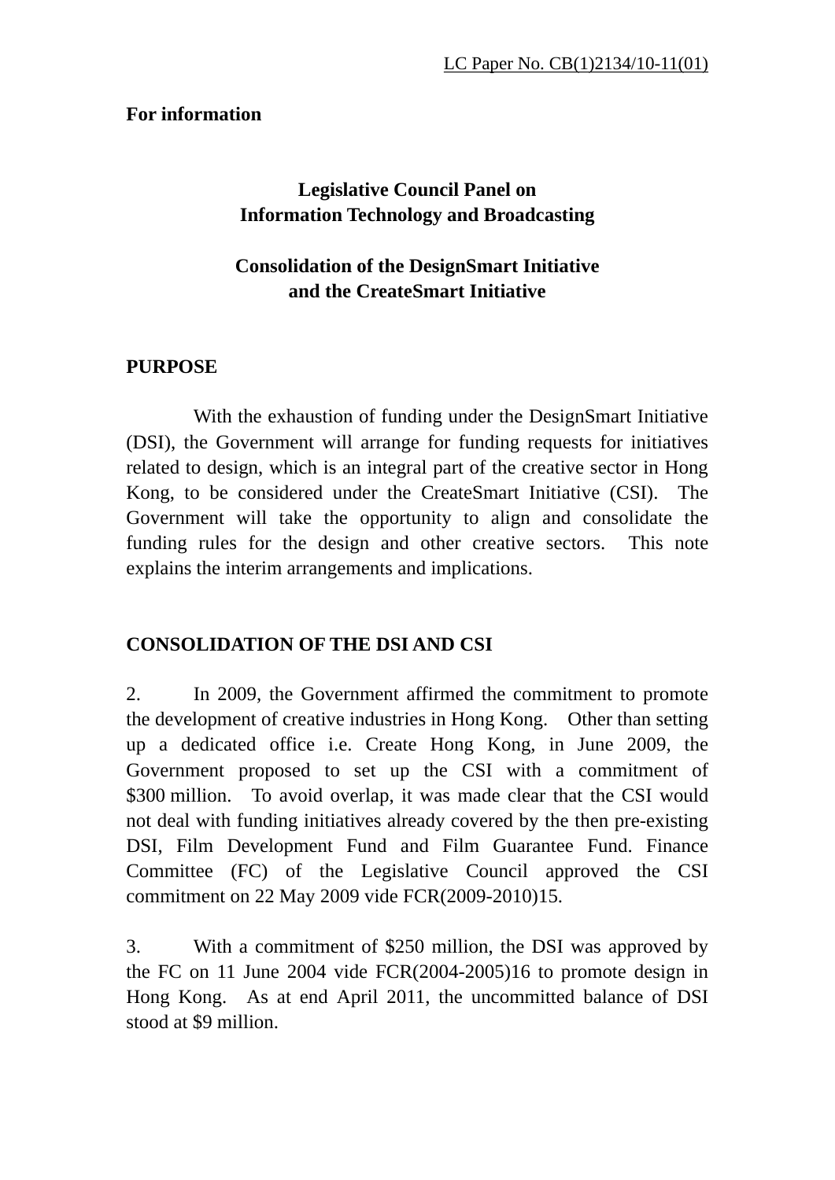LC Paper No. CB(1)2134/10-11(01)

**For information**

**Legislative Council Panel on**
**Information Technology and Broadcasting**

**Consolidation of the DesignSmart Initiative**
**and the CreateSmart Initiative**

## PURPOSE

With the exhaustion of funding under the DesignSmart Initiative (DSI), the Government will arrange for funding requests for initiatives related to design, which is an integral part of the creative sector in Hong Kong, to be considered under the CreateSmart Initiative (CSI). The Government will take the opportunity to align and consolidate the funding rules for the design and other creative sectors. This note explains the interim arrangements and implications.

## CONSOLIDATION OF THE DSI AND CSI

2. In 2009, the Government affirmed the commitment to promote the development of creative industries in Hong Kong. Other than setting up a dedicated office i.e. Create Hong Kong, in June 2009, the Government proposed to set up the CSI with a commitment of $300 million. To avoid overlap, it was made clear that the CSI would not deal with funding initiatives already covered by the then pre-existing DSI, Film Development Fund and Film Guarantee Fund. Finance Committee (FC) of the Legislative Council approved the CSI commitment on 22 May 2009 vide FCR(2009-2010)15.

3. With a commitment of $250 million, the DSI was approved by the FC on 11 June 2004 vide FCR(2004-2005)16 to promote design in Hong Kong. As at end April 2011, the uncommitted balance of DSI stood at $9 million.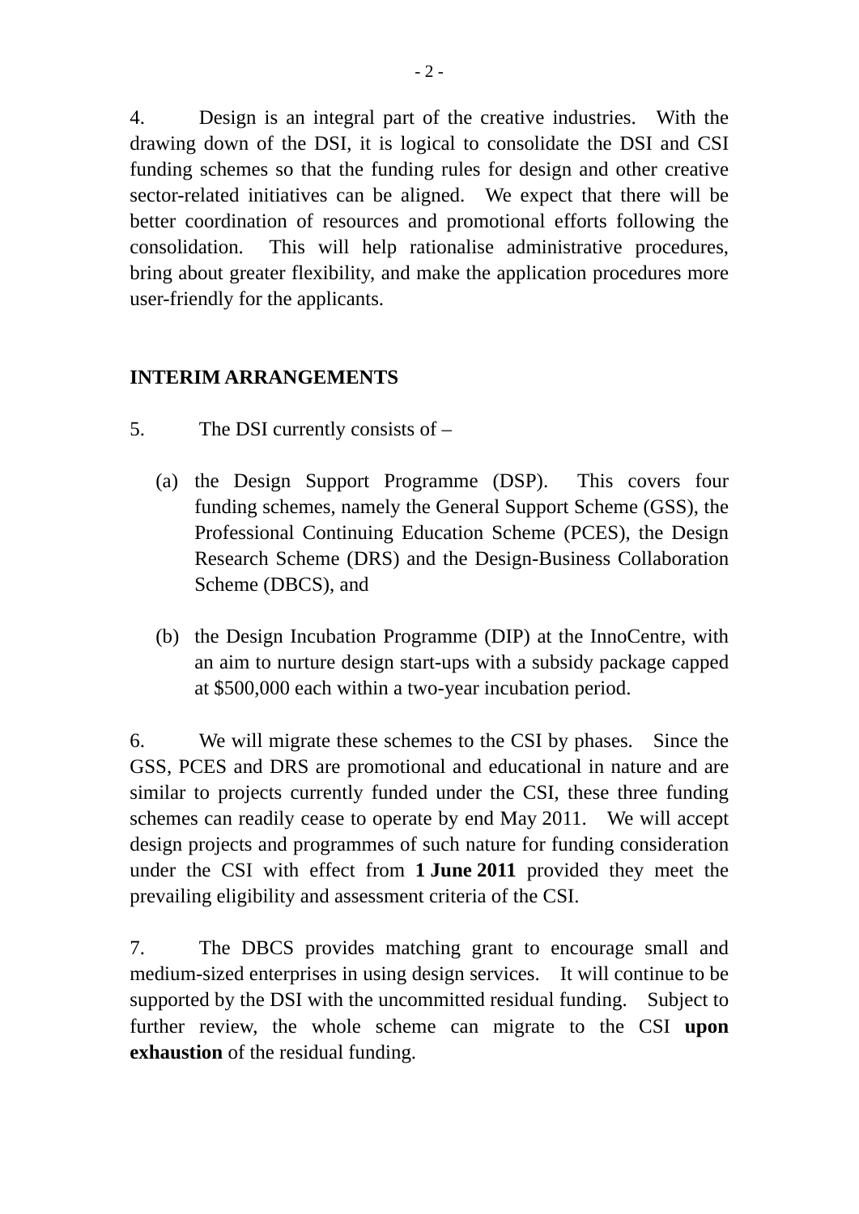4. Design is an integral part of the creative industries. With the drawing down of the DSI, it is logical to consolidate the DSI and CSI funding schemes so that the funding rules for design and other creative sector-related initiatives can be aligned. We expect that there will be better coordination of resources and promotional efforts following the consolidation. This will help rationalise administrative procedures, bring about greater flexibility, and make the application procedures more user-friendly for the applicants.

## INTERIM ARRANGEMENTS

5. The DSI currently consists of –

(a) the Design Support Programme (DSP). This covers four funding schemes, namely the General Support Scheme (GSS), the Professional Continuing Education Scheme (PCES), the Design Research Scheme (DRS) and the Design-Business Collaboration Scheme (DBCS), and

(b) the Design Incubation Programme (DIP) at the InnoCentre, with an aim to nurture design start-ups with a subsidy package capped at $500,000 each within a two-year incubation period.

6. We will migrate these schemes to the CSI by phases. Since the GSS, PCES and DRS are promotional and educational in nature and are similar to projects currently funded under the CSI, these three funding schemes can readily cease to operate by end May 2011. We will accept design projects and programmes of such nature for funding consideration under the CSI with effect from **1 June 2011** provided they meet the prevailing eligibility and assessment criteria of the CSI.

7. The DBCS provides matching grant to encourage small and medium-sized enterprises in using design services. It will continue to be supported by the DSI with the uncommitted residual funding. Subject to further review, the whole scheme can migrate to the CSI **upon exhaustion** of the residual funding.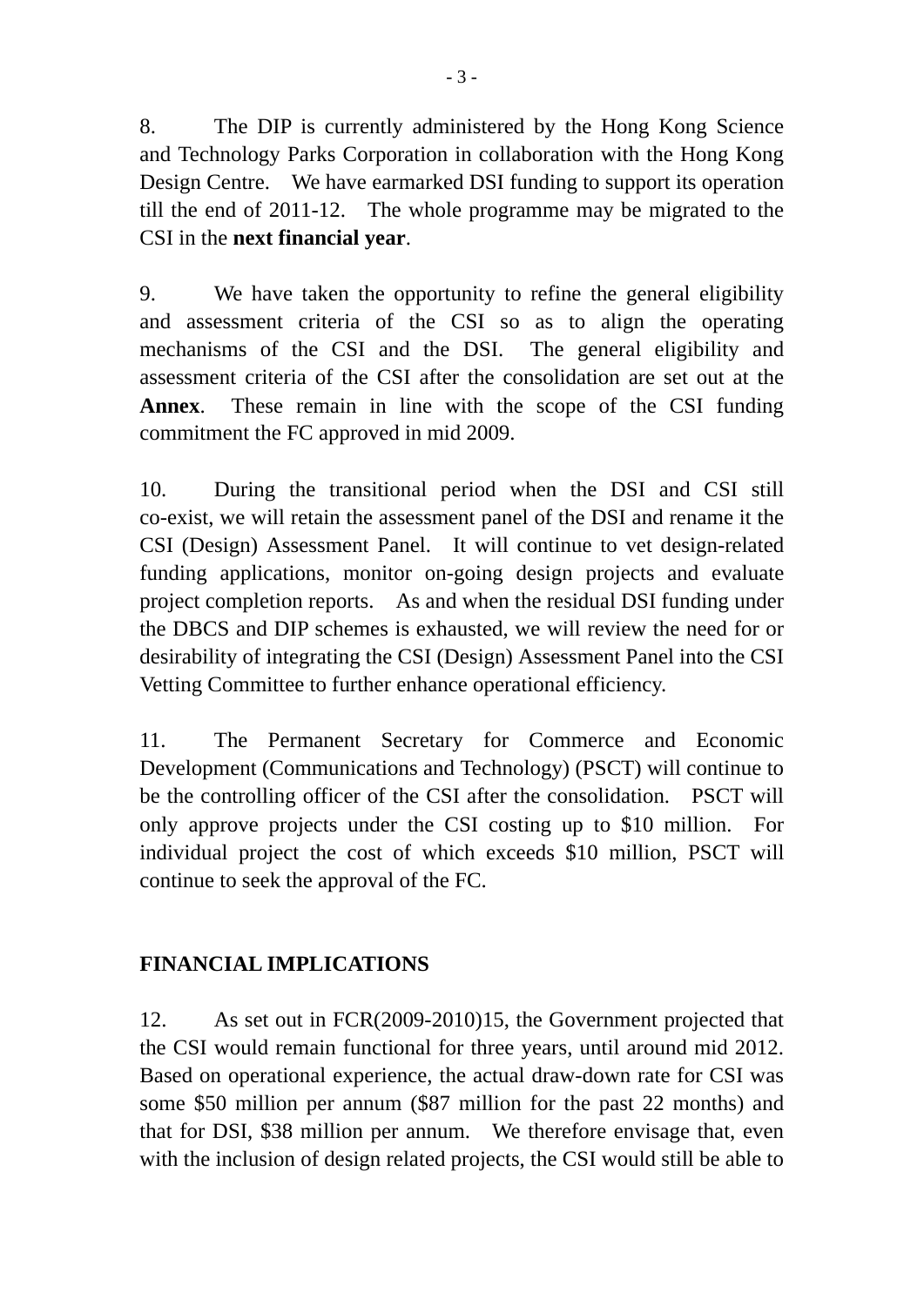8. The DIP is currently administered by the Hong Kong Science and Technology Parks Corporation in collaboration with the Hong Kong Design Centre. We have earmarked DSI funding to support its operation till the end of 2011-12. The whole programme may be migrated to the CSI in the **next financial year**.

9. We have taken the opportunity to refine the general eligibility and assessment criteria of the CSI so as to align the operating mechanisms of the CSI and the DSI. The general eligibility and assessment criteria of the CSI after the consolidation are set out at the **Annex**. These remain in line with the scope of the CSI funding commitment the FC approved in mid 2009.

10. During the transitional period when the DSI and CSI still co-exist, we will retain the assessment panel of the DSI and rename it the CSI (Design) Assessment Panel. It will continue to vet design-related funding applications, monitor on-going design projects and evaluate project completion reports. As and when the residual DSI funding under the DBCS and DIP schemes is exhausted, we will review the need for or desirability of integrating the CSI (Design) Assessment Panel into the CSI Vetting Committee to further enhance operational efficiency.

11. The Permanent Secretary for Commerce and Economic Development (Communications and Technology) (PSCT) will continue to be the controlling officer of the CSI after the consolidation. PSCT will only approve projects under the CSI costing up to $10 million. For individual project the cost of which exceeds $10 million, PSCT will continue to seek the approval of the FC.

## FINANCIAL IMPLICATIONS

12. As set out in FCR(2009-2010)15, the Government projected that the CSI would remain functional for three years, until around mid 2012. Based on operational experience, the actual draw-down rate for CSI was some $50 million per annum ($87 million for the past 22 months) and that for DSI, $38 million per annum. We therefore envisage that, even with the inclusion of design related projects, the CSI would still be able to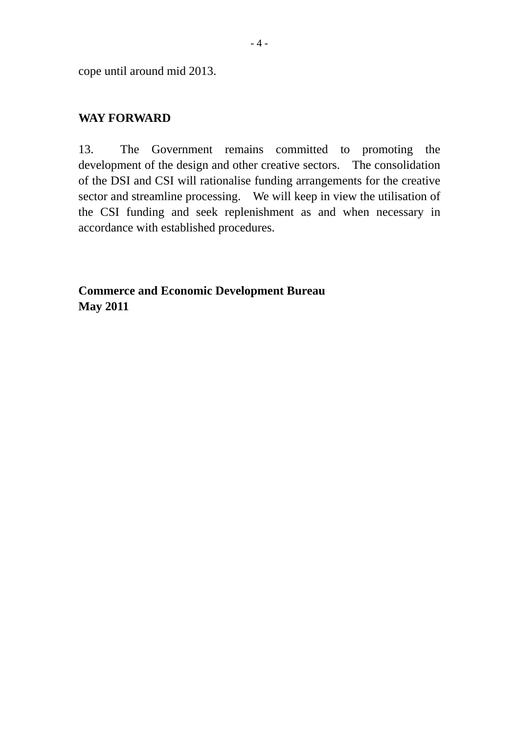cope until around mid 2013.

## WAY FORWARD

13. The Government remains committed to promoting the development of the design and other creative sectors. The consolidation of the DSI and CSI will rationalise funding arrangements for the creative sector and streamline processing. We will keep in view the utilisation of the CSI funding and seek replenishment as and when necessary in accordance with established procedures.

**Commerce and Economic Development Bureau**
**May 2011**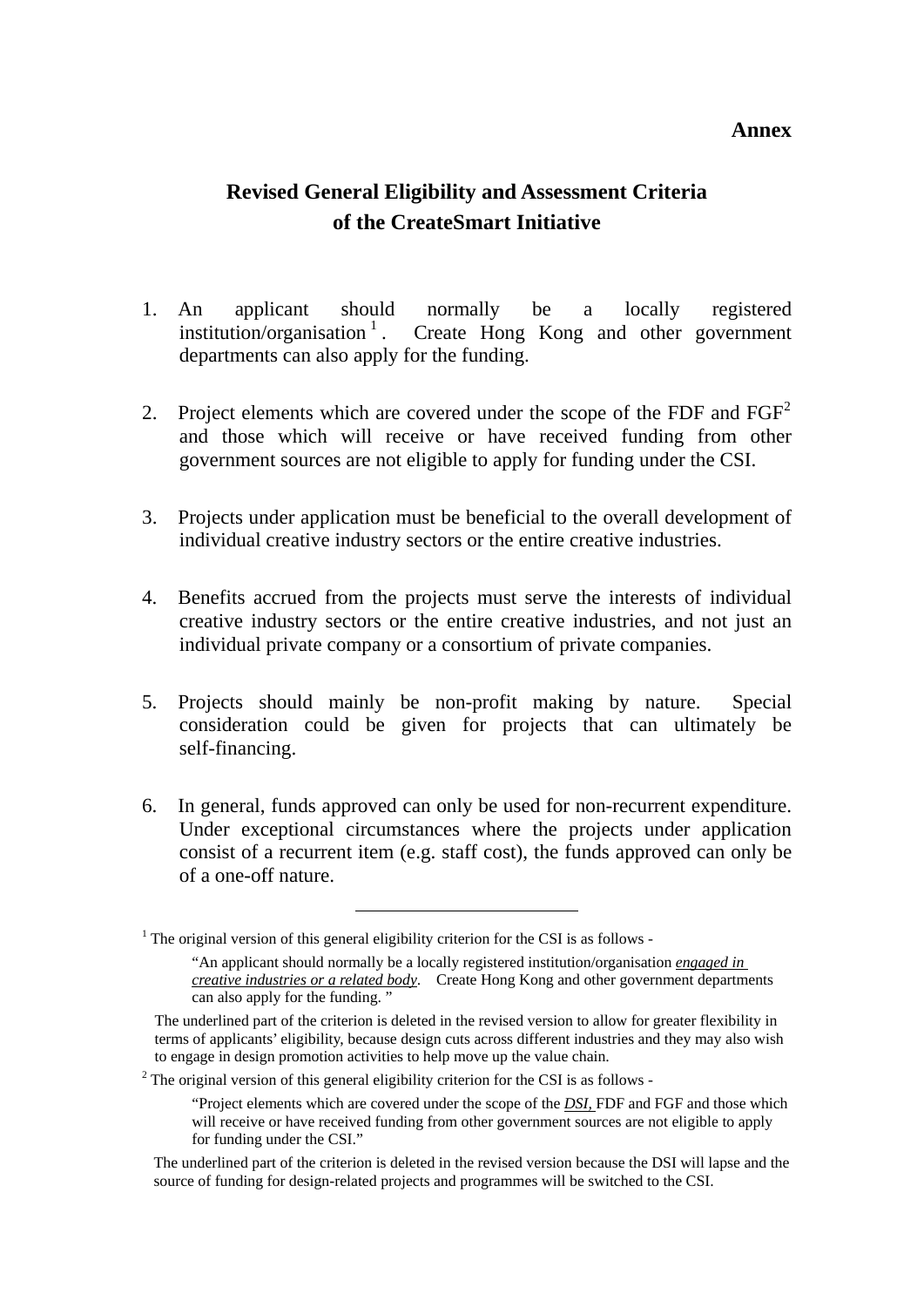**Annex**

# Revised General Eligibility and Assessment Criteria of the CreateSmart Initiative

1. An applicant should normally be a locally registered institution/organisation[1]. Create Hong Kong and other government departments can also apply for the funding.

2. Project elements which are covered under the scope of the FDF and FGF[2] and those which will receive or have received funding from other government sources are not eligible to apply for funding under the CSI.

3. Projects under application must be beneficial to the overall development of individual creative industry sectors or the entire creative industries.

4. Benefits accrued from the projects must serve the interests of individual creative industry sectors or the entire creative industries, and not just an individual private company or a consortium of private companies.

5. Projects should mainly be non-profit making by nature. Special consideration could be given for projects that can ultimately be self-financing.

6. In general, funds approved can only be used for non-recurrent expenditure. Under exceptional circumstances where the projects under application consist of a recurrent item (e.g. staff cost), the funds approved can only be of a one-off nature.

---

[1] The original version of this general eligibility criterion for the CSI is as follows -

> "An applicant should normally be a locally registered institution/organisation ***engaged in creative industries or a related body***. Create Hong Kong and other government departments can also apply for the funding. "

The underlined part of the criterion is deleted in the revised version to allow for greater flexibility in terms of applicants' eligibility, because design cuts across different industries and they may also wish to engage in design promotion activities to help move up the value chain.

[2] The original version of this general eligibility criterion for the CSI is as follows -

> "Project elements which are covered under the scope of the ***DSI,*** FDF and FGF and those which will receive or have received funding from other government sources are not eligible to apply for funding under the CSI."

The underlined part of the criterion is deleted in the revised version because the DSI will lapse and the source of funding for design-related projects and programmes will be switched to the CSI.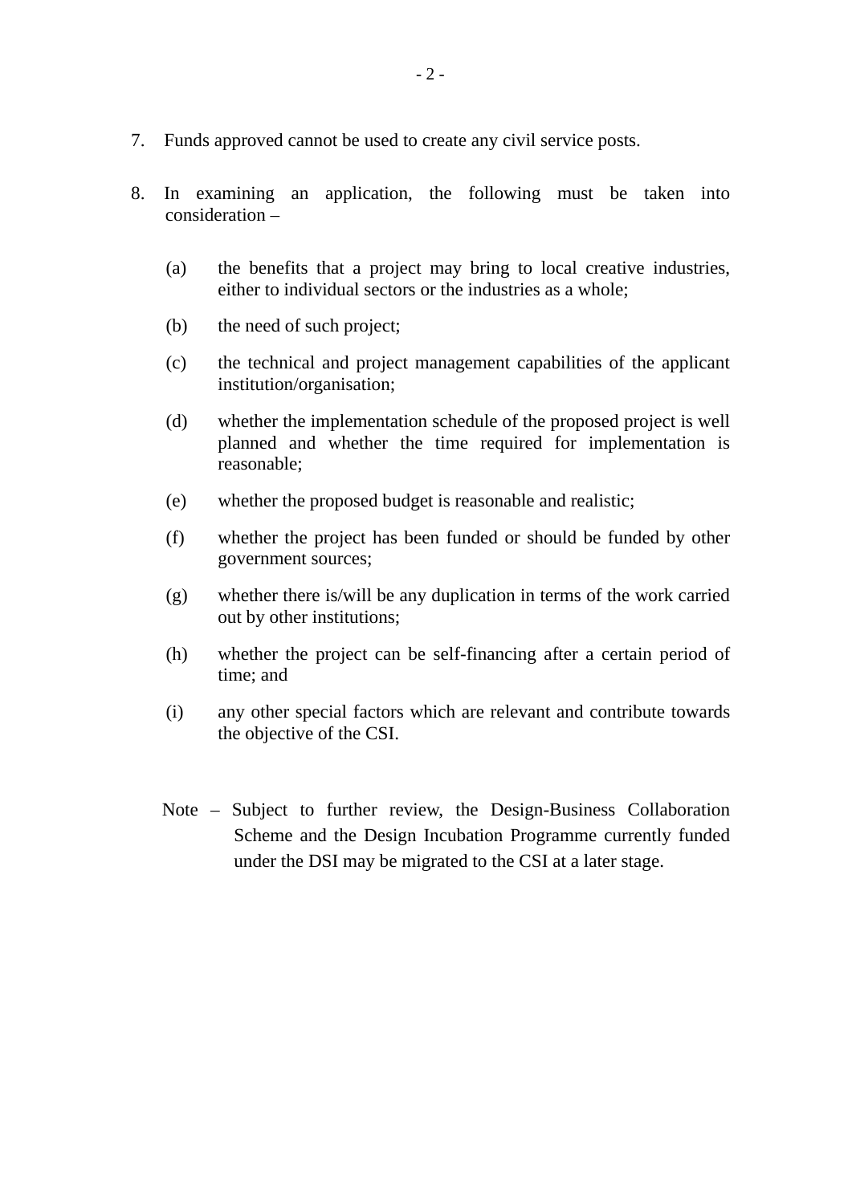7. Funds approved cannot be used to create any civil service posts.

8. In examining an application, the following must be taken into consideration –

    (a) the benefits that a project may bring to local creative industries, either to individual sectors or the industries as a whole;

    (b) the need of such project;

    (c) the technical and project management capabilities of the applicant institution/organisation;

    (d) whether the implementation schedule of the proposed project is well planned and whether the time required for implementation is reasonable;

    (e) whether the proposed budget is reasonable and realistic;

    (f) whether the project has been funded or should be funded by other government sources;

    (g) whether there is/will be any duplication in terms of the work carried out by other institutions;

    (h) whether the project can be self-financing after a certain period of time; and

    (i) any other special factors which are relevant and contribute towards the objective of the CSI.

Note – Subject to further review, the Design-Business Collaboration Scheme and the Design Incubation Programme currently funded under the DSI may be migrated to the CSI at a later stage.